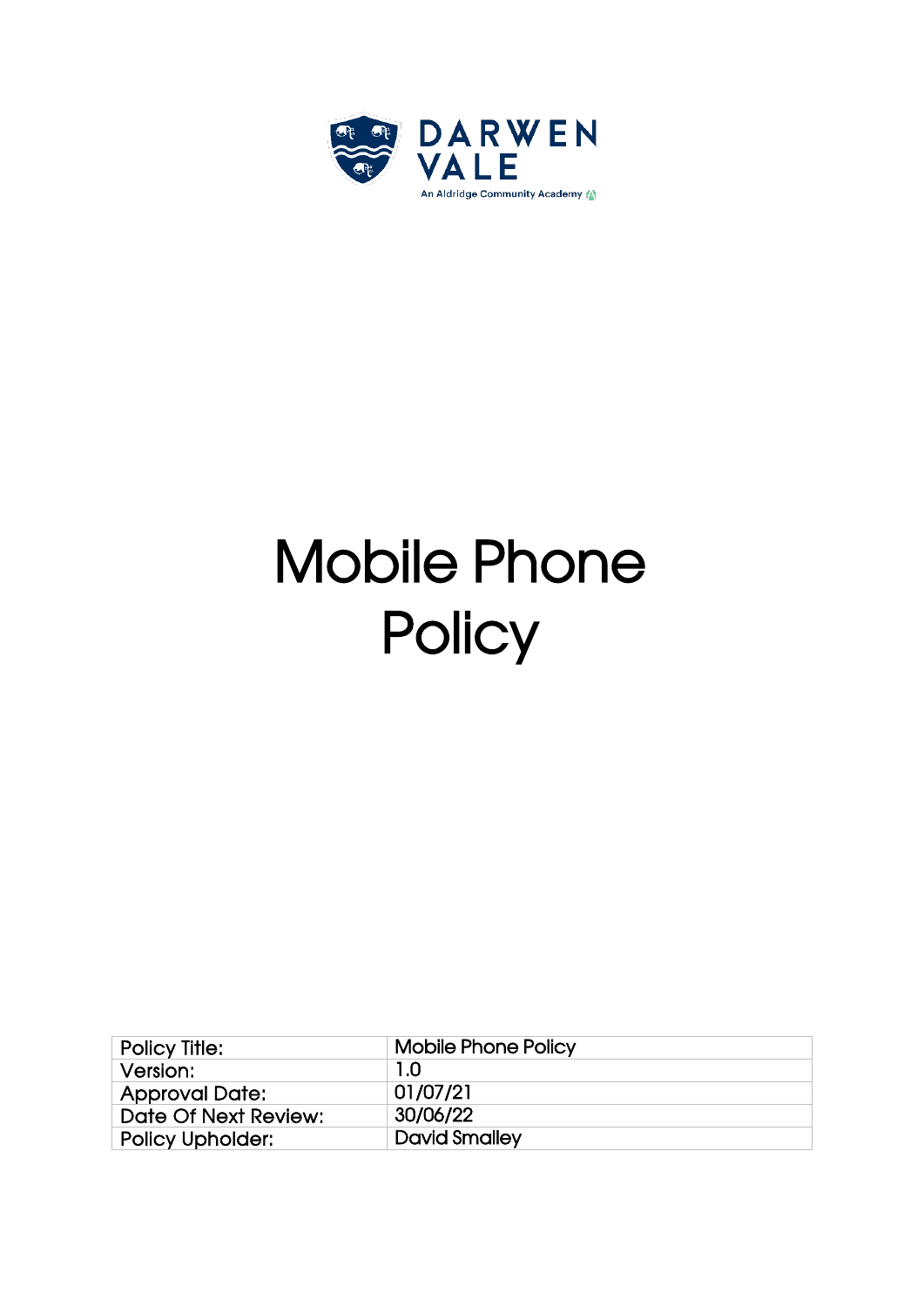DARWEN VALE

An Aldridge Community Academy

# Mobile Phone Policy

| Policy Title: | Mobile Phone Policy |
| --- | --- |
| Version: | 1.0 |
| Approval Date: | 01/07/21 |
| Date Of Next Review: | 30/06/22 |
| Policy Upholder: | David Smalley |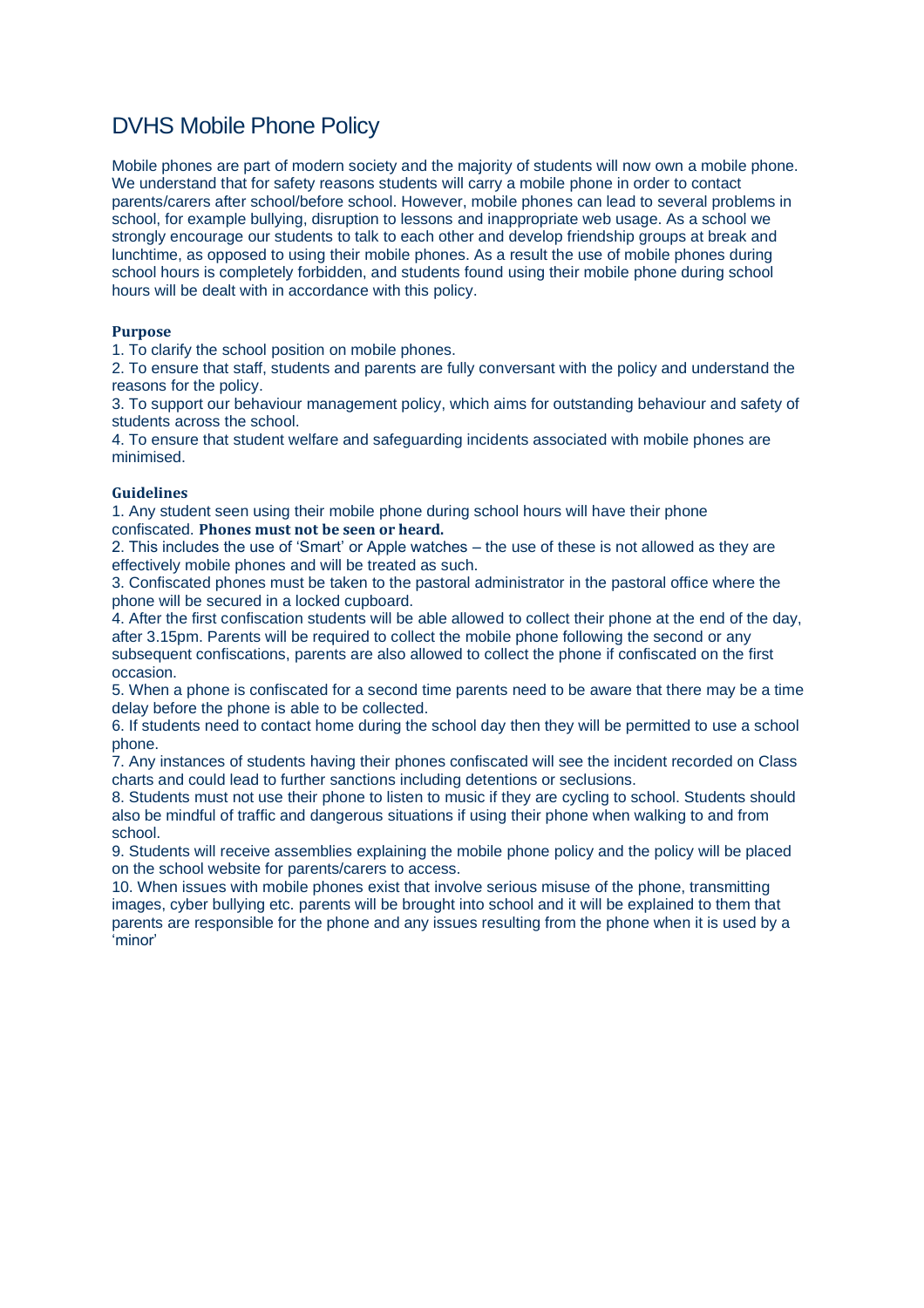# DVHS Mobile Phone Policy

Mobile phones are part of modern society and the majority of students will now own a mobile phone. We understand that for safety reasons students will carry a mobile phone in order to contact parents/carers after school/before school. However, mobile phones can lead to several problems in school, for example bullying, disruption to lessons and inappropriate web usage. As a school we strongly encourage our students to talk to each other and develop friendship groups at break and lunchtime, as opposed to using their mobile phones. As a result the use of mobile phones during school hours is completely forbidden, and students found using their mobile phone during school hours will be dealt with in accordance with this policy.

**Purpose**

1. To clarify the school position on mobile phones.
2. To ensure that staff, students and parents are fully conversant with the policy and understand the reasons for the policy.
3. To support our behaviour management policy, which aims for outstanding behaviour and safety of students across the school.
4. To ensure that student welfare and safeguarding incidents associated with mobile phones are minimised.

**Guidelines**

1. Any student seen using their mobile phone during school hours will have their phone confiscated. **Phones must not be seen or heard.**
2. This includes the use of 'Smart' or Apple watches – the use of these is not allowed as they are effectively mobile phones and will be treated as such.
3. Confiscated phones must be taken to the pastoral administrator in the pastoral office where the phone will be secured in a locked cupboard.
4. After the first confiscation students will be able allowed to collect their phone at the end of the day, after 3.15pm. Parents will be required to collect the mobile phone following the second or any subsequent confiscations, parents are also allowed to collect the phone if confiscated on the first occasion.
5. When a phone is confiscated for a second time parents need to be aware that there may be a time delay before the phone is able to be collected.
6. If students need to contact home during the school day then they will be permitted to use a school phone.
7. Any instances of students having their phones confiscated will see the incident recorded on Class charts and could lead to further sanctions including detentions or seclusions.
8. Students must not use their phone to listen to music if they are cycling to school. Students should also be mindful of traffic and dangerous situations if using their phone when walking to and from school.
9. Students will receive assemblies explaining the mobile phone policy and the policy will be placed on the school website for parents/carers to access.
10. When issues with mobile phones exist that involve serious misuse of the phone, transmitting images, cyber bullying etc. parents will be brought into school and it will be explained to them that parents are responsible for the phone and any issues resulting from the phone when it is used by a 'minor'